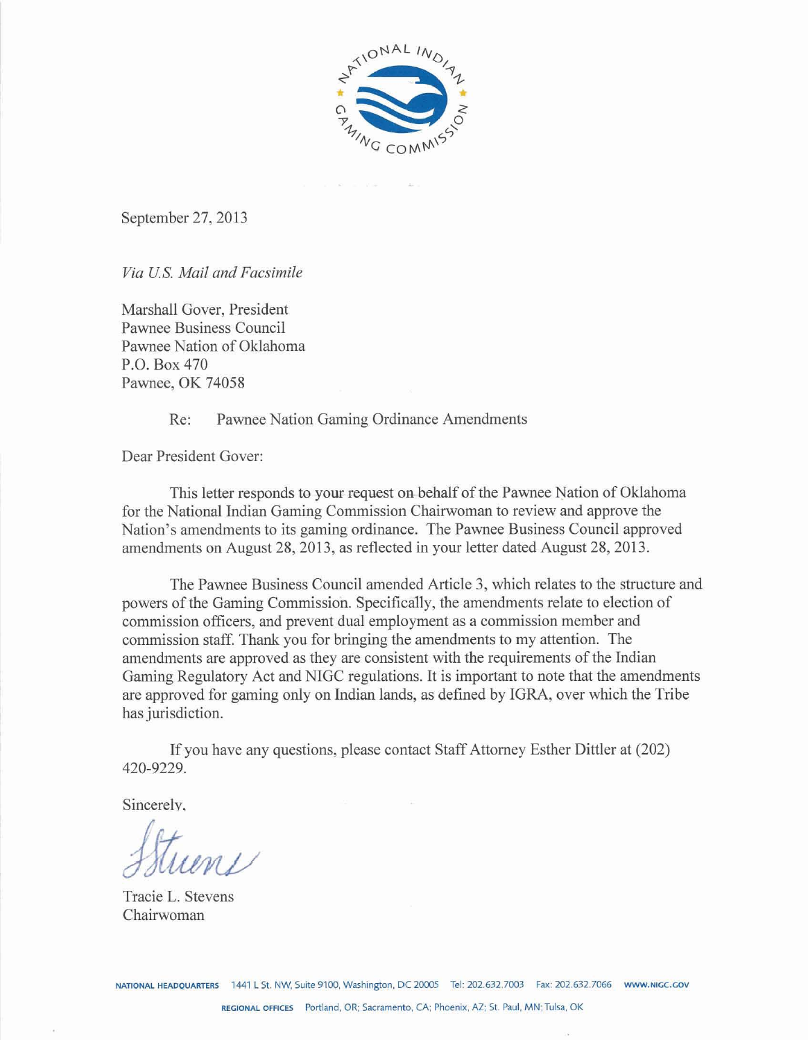September 27, 2013

*Via U.S. Mail and Facsimile*

Marshall Gover, President
Pawnee Business Council
Pawnee Nation of Oklahoma
P.O. Box 470
Pawnee, OK 74058

Re: Pawnee Nation Gaming Ordinance Amendments

Dear President Gover:

This letter responds to your request on behalf of the Pawnee Nation of Oklahoma for the National Indian Gaming Commission Chairwoman to review and approve the Nation's amendments to its gaming ordinance. The Pawnee Business Council approved amendments on August 28, 2013, as reflected in your letter dated August 28, 2013.

The Pawnee Business Council amended Article 3, which relates to the structure and powers of the Gaming Commission. Specifically, the amendments relate to election of commission officers, and prevent dual employment as a commission member and commission staff. Thank you for bringing the amendments to my attention. The amendments are approved as they are consistent with the requirements of the Indian Gaming Regulatory Act and NIGC regulations. It is important to note that the amendments are approved for gaming only on Indian lands, as defined by IGRA, over which the Tribe has jurisdiction.

If you have any questions, please contact Staff Attorney Esther Dittler at (202) 420-9229.

Sincerely,

Tracie L. Stevens
Chairwoman

NATIONAL HEADQUARTERS 1441 L St. NW, Suite 9100, Washington, DC 20005 Tel: 202.632.7003 Fax: 202.632.7066 WWW.NIGC.GOV

REGIONAL OFFICES Portland, OR; Sacramento, CA; Phoenix, AZ; St. Paul, MN; Tulsa, OK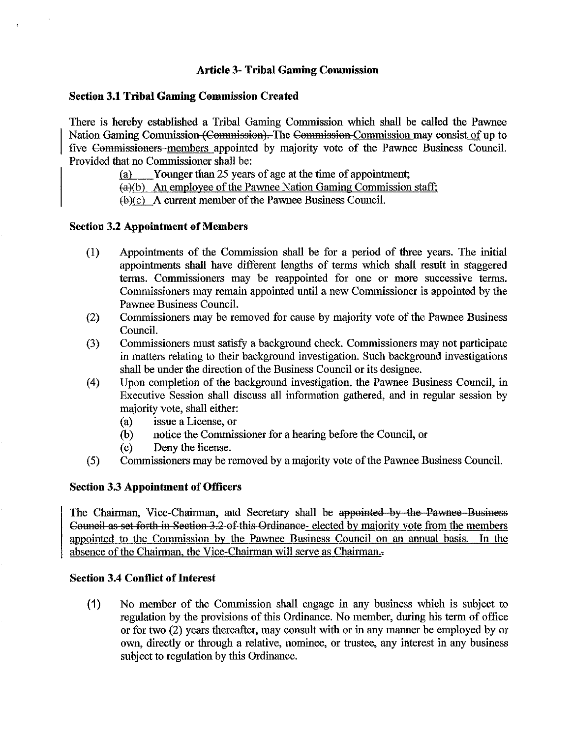## Article 3- Tribal Gaming Commission

### Section 3.1 Tribal Gaming Commission Created

There is hereby established a Tribal Gaming Commission which shall be called the Pawnee Nation Gaming Commission ~~(Commission).~~ The ~~Commission~~ Commission may consist of up to five ~~Commissioners~~ members appointed by majority vote of the Pawnee Business Council. Provided that no Commissioner shall be:

(a) Younger than 25 years of age at the time of appointment;

~~(a)~~(b) An employee of the Pawnee Nation Gaming Commission staff;

~~(b)~~(c) A current member of the Pawnee Business Council.

### Section 3.2 Appointment of Members

(1) Appointments of the Commission shall be for a period of three years. The initial appointments shall have different lengths of terms which shall result in staggered terms. Commissioners may be reappointed for one or more successive terms. Commissioners may remain appointed until a new Commissioner is appointed by the Pawnee Business Council.

(2) Commissioners may be removed for cause by majority vote of the Pawnee Business Council.

(3) Commissioners must satisfy a background check. Commissioners may not participate in matters relating to their background investigation. Such background investigations shall be under the direction of the Business Council or its designee.

(4) Upon completion of the background investigation, the Pawnee Business Council, in Executive Session shall discuss all information gathered, and in regular session by majority vote, shall either:
   - (a) issue a License, or
   - (b) notice the Commissioner for a hearing before the Council, or
   - (c) Deny the license.

(5) Commissioners may be removed by a majority vote of the Pawnee Business Council.

### Section 3.3 Appointment of Officers

The Chairman, Vice-Chairman, and Secretary shall be ~~appointed by the Pawnee Business Council as set forth in Section 3.2 of this Ordinance.~~ elected by majority vote from the members appointed to the Commission by the Pawnee Business Council on an annual basis. In the absence of the Chairman, the Vice-Chairman will serve as Chairman.~~.~~

### Section 3.4 Conflict of Interest

(1) No member of the Commission shall engage in any business which is subject to regulation by the provisions of this Ordinance. No member, during his term of office or for two (2) years thereafter, may consult with or in any manner be employed by or own, directly or through a relative, nominee, or trustee, any interest in any business subject to regulation by this Ordinance.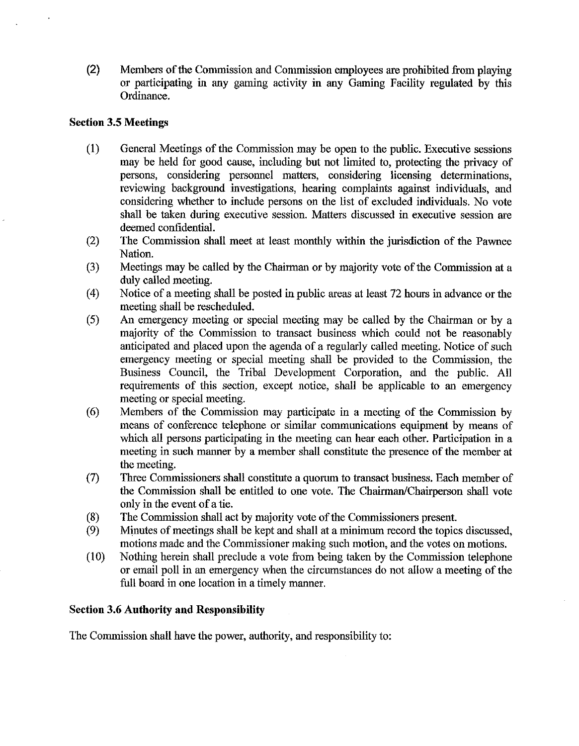(2) Members of the Commission and Commission employees are prohibited from playing or participating in any gaming activity in any Gaming Facility regulated by this Ordinance.

**Section 3.5 Meetings**

(1) General Meetings of the Commission may be open to the public. Executive sessions may be held for good cause, including but not limited to, protecting the privacy of persons, considering personnel matters, considering licensing determinations, reviewing background investigations, hearing complaints against individuals, and considering whether to include persons on the list of excluded individuals. No vote shall be taken during executive session. Matters discussed in executive session are deemed confidential.

(2) The Commission shall meet at least monthly within the jurisdiction of the Pawnee Nation.

(3) Meetings may be called by the Chairman or by majority vote of the Commission at a duly called meeting.

(4) Notice of a meeting shall be posted in public areas at least 72 hours in advance or the meeting shall be rescheduled.

(5) An emergency meeting or special meeting may be called by the Chairman or by a majority of the Commission to transact business which could not be reasonably anticipated and placed upon the agenda of a regularly called meeting. Notice of such emergency meeting or special meeting shall be provided to the Commission, the Business Council, the Tribal Development Corporation, and the public. All requirements of this section, except notice, shall be applicable to an emergency meeting or special meeting.

(6) Members of the Commission may participate in a meeting of the Commission by means of conference telephone or similar communications equipment by means of which all persons participating in the meeting can hear each other. Participation in a meeting in such manner by a member shall constitute the presence of the member at the meeting.

(7) Three Commissioners shall constitute a quorum to transact business. Each member of the Commission shall be entitled to one vote. The Chairman/Chairperson shall vote only in the event of a tie.

(8) The Commission shall act by majority vote of the Commissioners present.

(9) Minutes of meetings shall be kept and shall at a minimum record the topics discussed, motions made and the Commissioner making such motion, and the votes on motions.

(10) Nothing herein shall preclude a vote from being taken by the Commission telephone or email poll in an emergency when the circumstances do not allow a meeting of the full board in one location in a timely manner.

**Section 3.6 Authority and Responsibility**

The Commission shall have the power, authority, and responsibility to: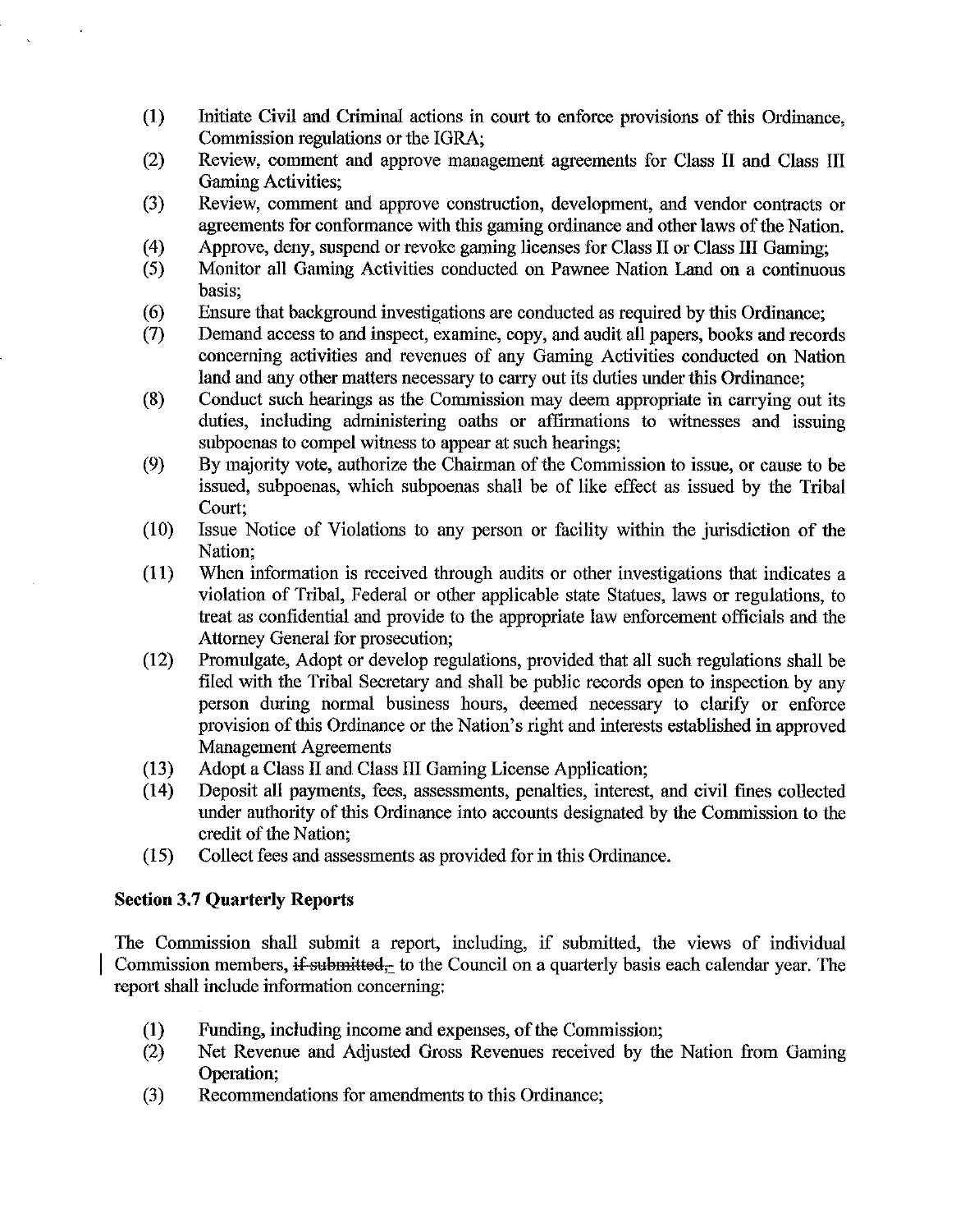(1) Initiate Civil and Criminal actions in court to enforce provisions of this Ordinance, Commission regulations or the IGRA;
(2) Review, comment and approve management agreements for Class II and Class III Gaming Activities;
(3) Review, comment and approve construction, development, and vendor contracts or agreements for conformance with this gaming ordinance and other laws of the Nation.
(4) Approve, deny, suspend or revoke gaming licenses for Class II or Class III Gaming;
(5) Monitor all Gaming Activities conducted on Pawnee Nation Land on a continuous basis;
(6) Ensure that background investigations are conducted as required by this Ordinance;
(7) Demand access to and inspect, examine, copy, and audit all papers, books and records concerning activities and revenues of any Gaming Activities conducted on Nation land and any other matters necessary to carry out its duties under this Ordinance;
(8) Conduct such hearings as the Commission may deem appropriate in carrying out its duties, including administering oaths or affirmations to witnesses and issuing subpoenas to compel witness to appear at such hearings;
(9) By majority vote, authorize the Chairman of the Commission to issue, or cause to be issued, subpoenas, which subpoenas shall be of like effect as issued by the Tribal Court;
(10) Issue Notice of Violations to any person or facility within the jurisdiction of the Nation;
(11) When information is received through audits or other investigations that indicates a violation of Tribal, Federal or other applicable state Statues, laws or regulations, to treat as confidential and provide to the appropriate law enforcement officials and the Attorney General for prosecution;
(12) Promulgate, Adopt or develop regulations, provided that all such regulations shall be filed with the Tribal Secretary and shall be public records open to inspection by any person during normal business hours, deemed necessary to clarify or enforce provision of this Ordinance or the Nation's right and interests established in approved Management Agreements
(13) Adopt a Class II and Class III Gaming License Application;
(14) Deposit all payments, fees, assessments, penalties, interest, and civil fines collected under authority of this Ordinance into accounts designated by the Commission to the credit of the Nation;
(15) Collect fees and assessments as provided for in this Ordinance.

**Section 3.7 Quarterly Reports**

The Commission shall submit a report, including, if submitted, the views of individual Commission members, ~~if submitted,~~ to the Council on a quarterly basis each calendar year. The report shall include information concerning:

(1) Funding, including income and expenses, of the Commission;
(2) Net Revenue and Adjusted Gross Revenues received by the Nation from Gaming Operation;
(3) Recommendations for amendments to this Ordinance;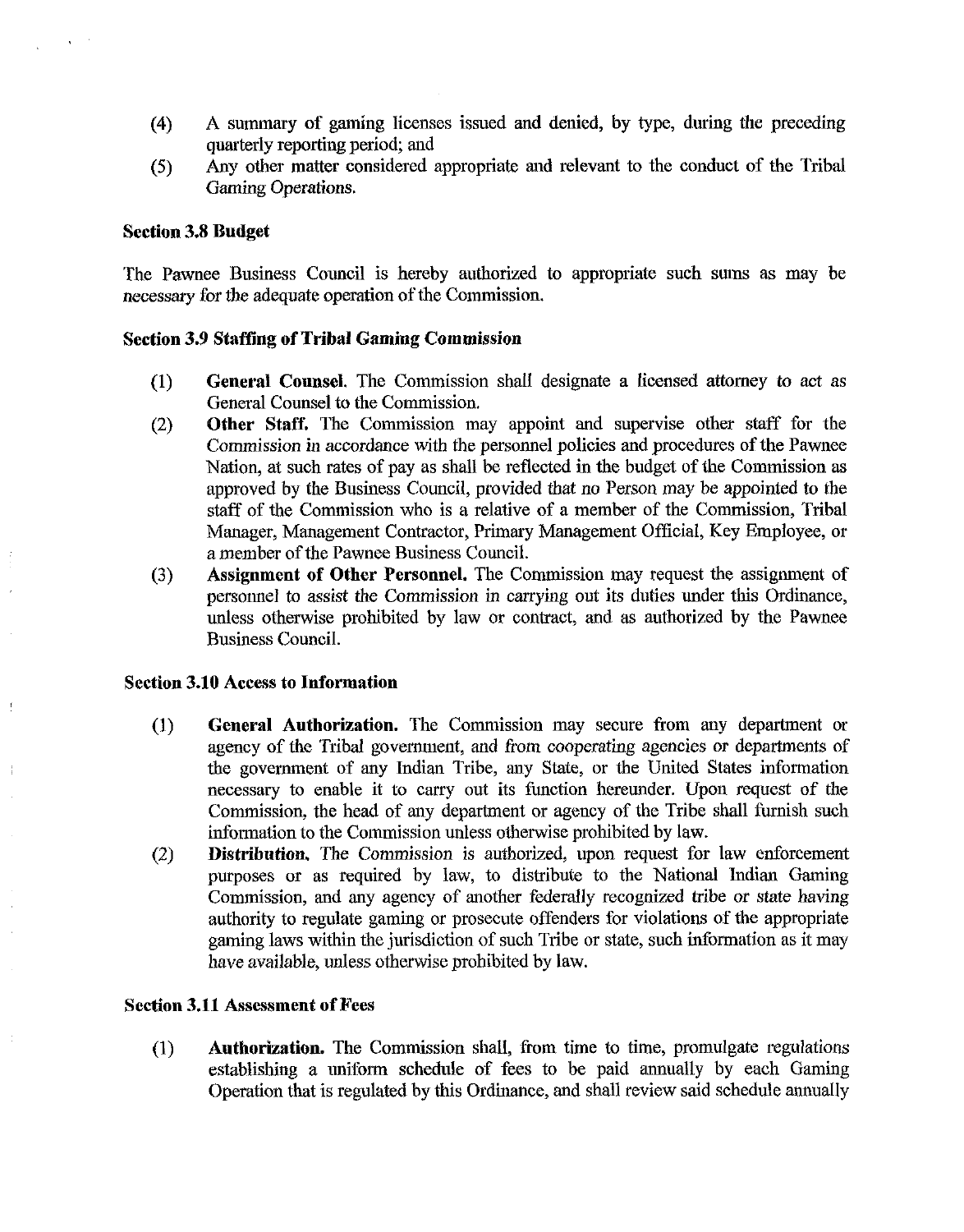(4) A summary of gaming licenses issued and denied, by type, during the preceding quarterly reporting period; and
(5) Any other matter considered appropriate and relevant to the conduct of the Tribal Gaming Operations.

### Section 3.8 Budget

The Pawnee Business Council is hereby authorized to appropriate such sums as may be necessary for the adequate operation of the Commission.

### Section 3.9 Staffing of Tribal Gaming Commission

(1) **General Counsel.** The Commission shall designate a licensed attorney to act as General Counsel to the Commission.
(2) **Other Staff.** The Commission may appoint and supervise other staff for the Commission in accordance with the personnel policies and procedures of the Pawnee Nation, at such rates of pay as shall be reflected in the budget of the Commission as approved by the Business Council, provided that no Person may be appointed to the staff of the Commission who is a relative of a member of the Commission, Tribal Manager, Management Contractor, Primary Management Official, Key Employee, or a member of the Pawnee Business Council.
(3) **Assignment of Other Personnel.** The Commission may request the assignment of personnel to assist the Commission in carrying out its duties under this Ordinance, unless otherwise prohibited by law or contract, and as authorized by the Pawnee Business Council.

### Section 3.10 Access to Information

(1) **General Authorization.** The Commission may secure from any department or agency of the Tribal government, and from cooperating agencies or departments of the government of any Indian Tribe, any State, or the United States information necessary to enable it to carry out its function hereunder. Upon request of the Commission, the head of any department or agency of the Tribe shall furnish such information to the Commission unless otherwise prohibited by law.
(2) **Distribution.** The Commission is authorized, upon request for law enforcement purposes or as required by law, to distribute to the National Indian Gaming Commission, and any agency of another federally recognized tribe or state having authority to regulate gaming or prosecute offenders for violations of the appropriate gaming laws within the jurisdiction of such Tribe or state, such information as it may have available, unless otherwise prohibited by law.

### Section 3.11 Assessment of Fees

(1) **Authorization.** The Commission shall, from time to time, promulgate regulations establishing a uniform schedule of fees to be paid annually by each Gaming Operation that is regulated by this Ordinance, and shall review said schedule annually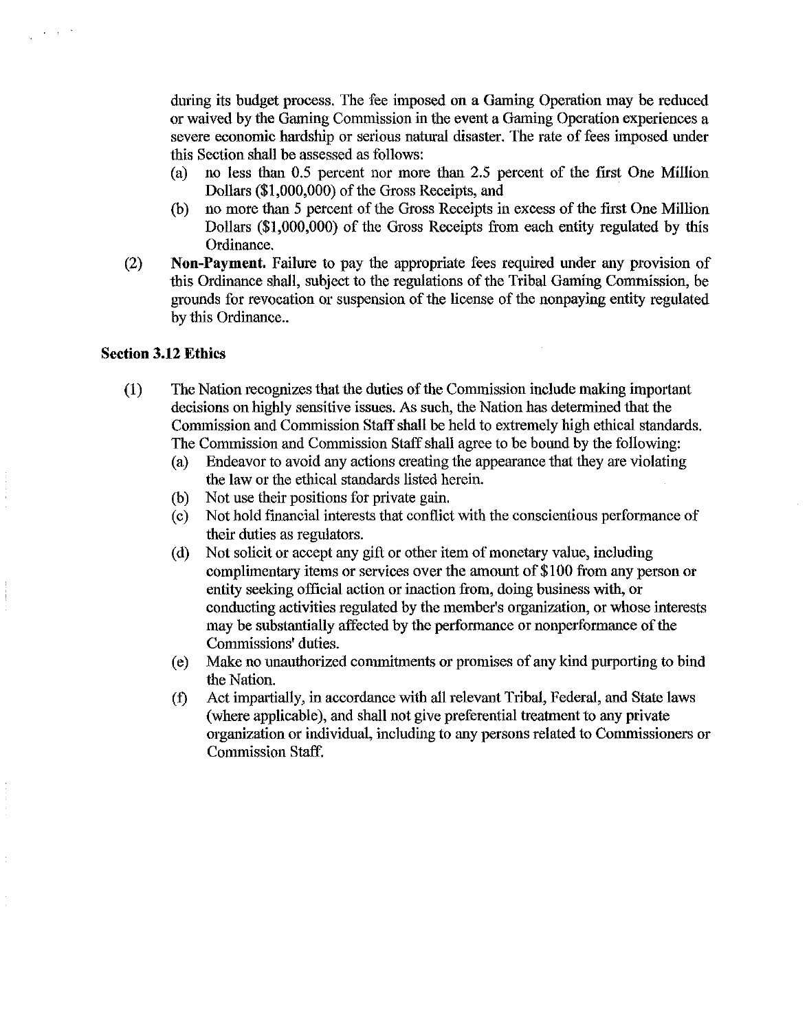during its budget process. The fee imposed on a Gaming Operation may be reduced or waived by the Gaming Commission in the event a Gaming Operation experiences a severe economic hardship or serious natural disaster. The rate of fees imposed under this Section shall be assessed as follows:

(a) no less than 0.5 percent nor more than 2.5 percent of the first One Million Dollars ($1,000,000) of the Gross Receipts, and

(b) no more than 5 percent of the Gross Receipts in excess of the first One Million Dollars ($1,000,000) of the Gross Receipts from each entity regulated by this Ordinance.

(2) **Non-Payment.** Failure to pay the appropriate fees required under any provision of this Ordinance shall, subject to the regulations of the Tribal Gaming Commission, be grounds for revocation or suspension of the license of the nonpaying entity regulated by this Ordinance..

### Section 3.12 Ethics

(1) The Nation recognizes that the duties of the Commission include making important decisions on highly sensitive issues. As such, the Nation has determined that the Commission and Commission Staff shall be held to extremely high ethical standards. The Commission and Commission Staff shall agree to be bound by the following:

(a) Endeavor to avoid any actions creating the appearance that they are violating the law or the ethical standards listed herein.

(b) Not use their positions for private gain.

(c) Not hold financial interests that conflict with the conscientious performance of their duties as regulators.

(d) Not solicit or accept any gift or other item of monetary value, including complimentary items or services over the amount of $100 from any person or entity seeking official action or inaction from, doing business with, or conducting activities regulated by the member's organization, or whose interests may be substantially affected by the performance or nonperformance of the Commissions' duties.

(e) Make no unauthorized commitments or promises of any kind purporting to bind the Nation.

(f) Act impartially, in accordance with all relevant Tribal, Federal, and State laws (where applicable), and shall not give preferential treatment to any private organization or individual, including to any persons related to Commissioners or Commission Staff.